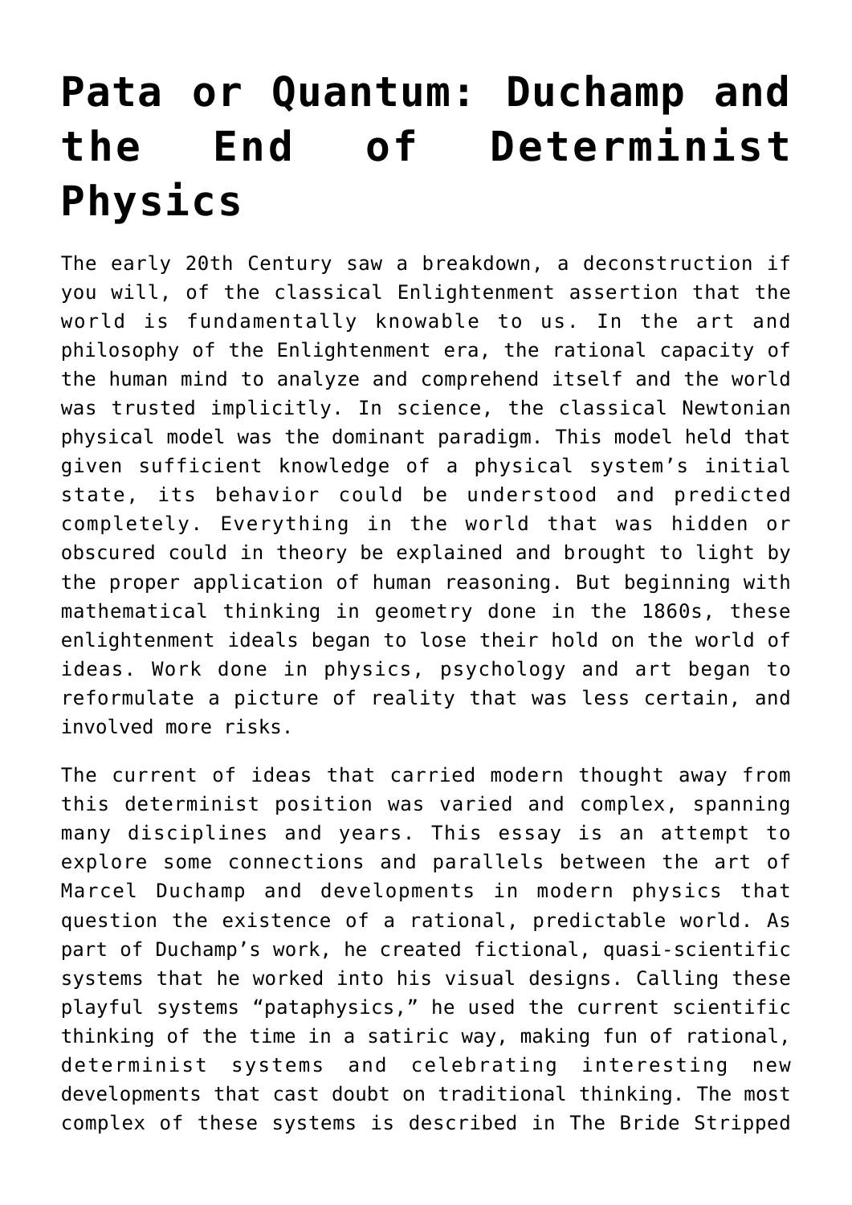# Pata or Quantum: Duchamp and the End of Determinist Physics

The early 20th Century saw a breakdown, a deconstruction if you will, of the classical Enlightenment assertion that the world is fundamentally knowable to us. In the art and philosophy of the Enlightenment era, the rational capacity of the human mind to analyze and comprehend itself and the world was trusted implicitly. In science, the classical Newtonian physical model was the dominant paradigm. This model held that given sufficient knowledge of a physical system's initial state, its behavior could be understood and predicted completely. Everything in the world that was hidden or obscured could in theory be explained and brought to light by the proper application of human reasoning. But beginning with mathematical thinking in geometry done in the 1860s, these enlightenment ideals began to lose their hold on the world of ideas. Work done in physics, psychology and art began to reformulate a picture of reality that was less certain, and involved more risks.

The current of ideas that carried modern thought away from this determinist position was varied and complex, spanning many disciplines and years. This essay is an attempt to explore some connections and parallels between the art of Marcel Duchamp and developments in modern physics that question the existence of a rational, predictable world. As part of Duchamp's work, he created fictional, quasi-scientific systems that he worked into his visual designs. Calling these playful systems "pataphysics," he used the current scientific thinking of the time in a satiric way, making fun of rational, determinist systems and celebrating interesting new developments that cast doubt on traditional thinking. The most complex of these systems is described in The Bride Stripped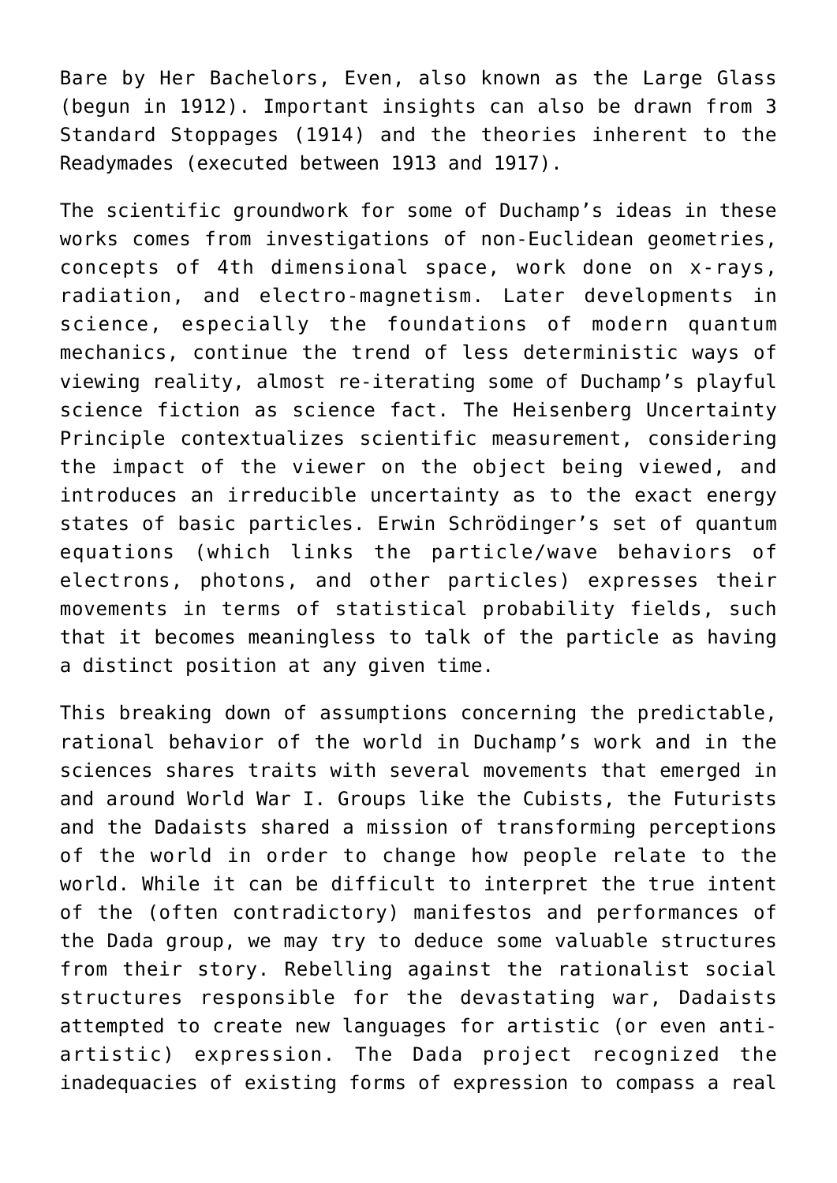Bare by Her Bachelors, Even, also known as the Large Glass (begun in 1912). Important insights can also be drawn from 3 Standard Stoppages (1914) and the theories inherent to the Readymades (executed between 1913 and 1917).

The scientific groundwork for some of Duchamp's ideas in these works comes from investigations of non-Euclidean geometries, concepts of 4th dimensional space, work done on x-rays, radiation, and electro-magnetism. Later developments in science, especially the foundations of modern quantum mechanics, continue the trend of less deterministic ways of viewing reality, almost re-iterating some of Duchamp's playful science fiction as science fact. The Heisenberg Uncertainty Principle contextualizes scientific measurement, considering the impact of the viewer on the object being viewed, and introduces an irreducible uncertainty as to the exact energy states of basic particles. Erwin Schrödinger's set of quantum equations (which links the particle/wave behaviors of electrons, photons, and other particles) expresses their movements in terms of statistical probability fields, such that it becomes meaningless to talk of the particle as having a distinct position at any given time.

This breaking down of assumptions concerning the predictable, rational behavior of the world in Duchamp's work and in the sciences shares traits with several movements that emerged in and around World War I. Groups like the Cubists, the Futurists and the Dadaists shared a mission of transforming perceptions of the world in order to change how people relate to the world. While it can be difficult to interpret the true intent of the (often contradictory) manifestos and performances of the Dada group, we may try to deduce some valuable structures from their story. Rebelling against the rationalist social structures responsible for the devastating war, Dadaists attempted to create new languages for artistic (or even anti-artistic) expression. The Dada project recognized the inadequacies of existing forms of expression to compass a real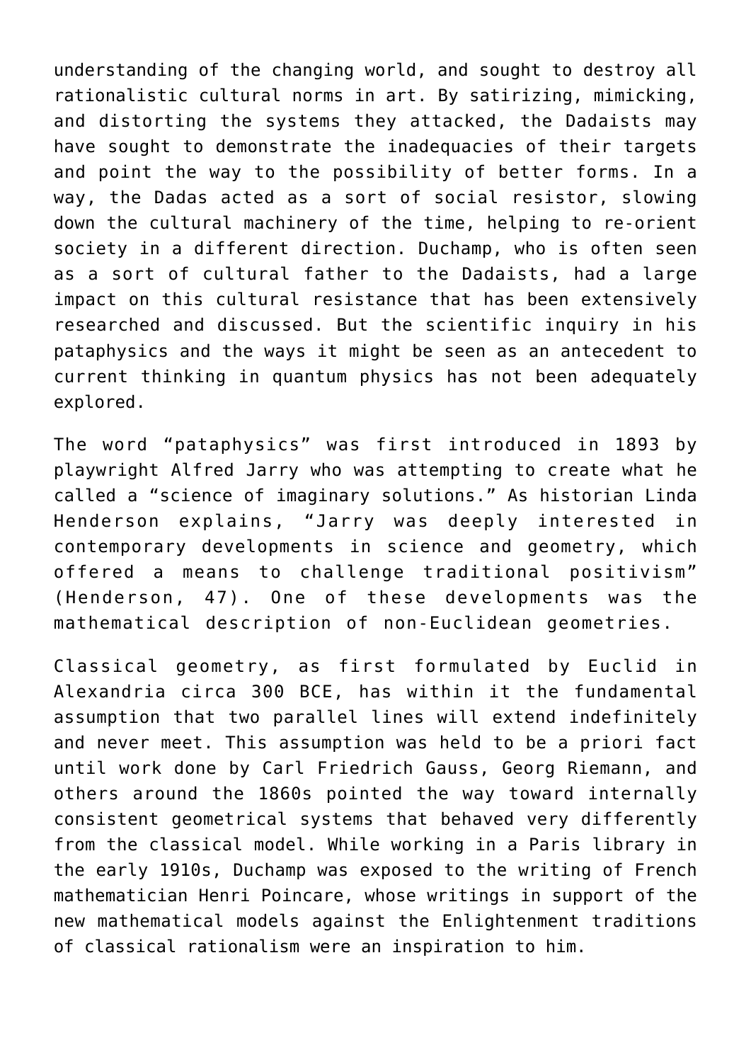understanding of the changing world, and sought to destroy all rationalistic cultural norms in art. By satirizing, mimicking, and distorting the systems they attacked, the Dadaists may have sought to demonstrate the inadequacies of their targets and point the way to the possibility of better forms. In a way, the Dadas acted as a sort of social resistor, slowing down the cultural machinery of the time, helping to re-orient society in a different direction. Duchamp, who is often seen as a sort of cultural father to the Dadaists, had a large impact on this cultural resistance that has been extensively researched and discussed. But the scientific inquiry in his pataphysics and the ways it might be seen as an antecedent to current thinking in quantum physics has not been adequately explored.

The word "pataphysics" was first introduced in 1893 by playwright Alfred Jarry who was attempting to create what he called a "science of imaginary solutions." As historian Linda Henderson explains, "Jarry was deeply interested in contemporary developments in science and geometry, which offered a means to challenge traditional positivism" (Henderson, 47). One of these developments was the mathematical description of non-Euclidean geometries.

Classical geometry, as first formulated by Euclid in Alexandria circa 300 BCE, has within it the fundamental assumption that two parallel lines will extend indefinitely and never meet. This assumption was held to be a priori fact until work done by Carl Friedrich Gauss, Georg Riemann, and others around the 1860s pointed the way toward internally consistent geometrical systems that behaved very differently from the classical model. While working in a Paris library in the early 1910s, Duchamp was exposed to the writing of French mathematician Henri Poincare, whose writings in support of the new mathematical models against the Enlightenment traditions of classical rationalism were an inspiration to him.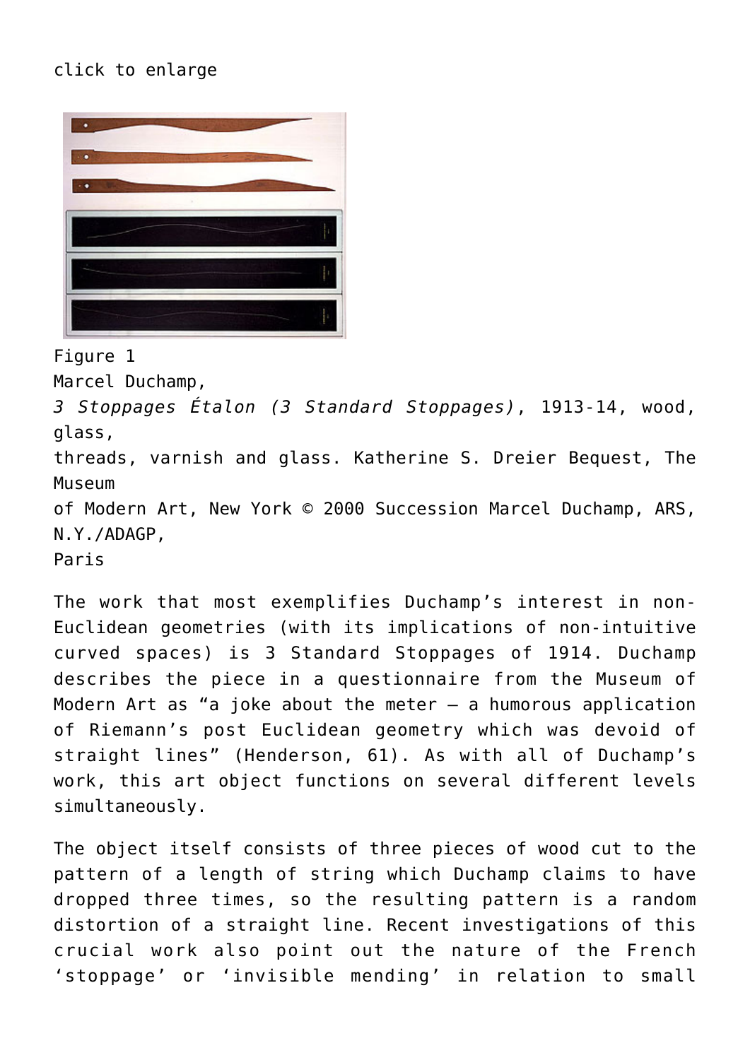click to enlarge

Figure 1
Marcel Duchamp,
*3 Stoppages Étalon (3 Standard Stoppages)*, 1913-14, wood, glass,
threads, varnish and glass. Katherine S. Dreier Bequest, The Museum
of Modern Art, New York © 2000 Succession Marcel Duchamp, ARS, N.Y./ADAGP,
Paris

The work that most exemplifies Duchamp's interest in non-Euclidean geometries (with its implications of non-intuitive curved spaces) is 3 Standard Stoppages of 1914. Duchamp describes the piece in a questionnaire from the Museum of Modern Art as "a joke about the meter – a humorous application of Riemann's post Euclidean geometry which was devoid of straight lines" (Henderson, 61). As with all of Duchamp's work, this art object functions on several different levels simultaneously.

The object itself consists of three pieces of wood cut to the pattern of a length of string which Duchamp claims to have dropped three times, so the resulting pattern is a random distortion of a straight line. Recent investigations of this crucial work also point out the nature of the French 'stoppage' or 'invisible mending' in relation to small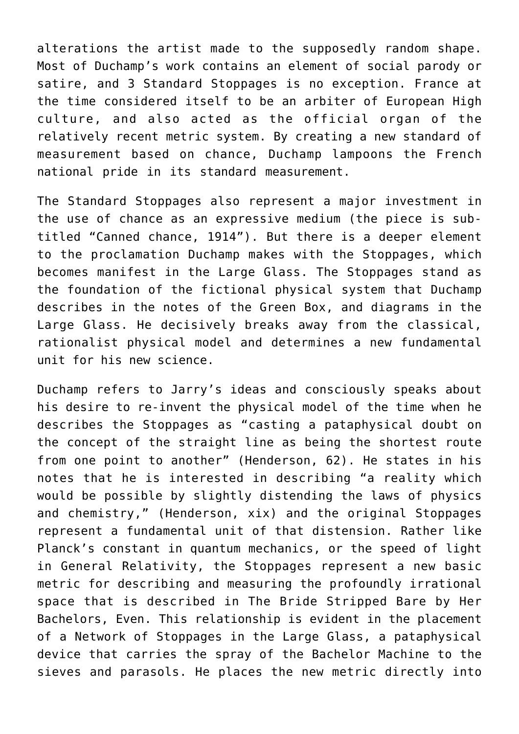alterations the artist made to the supposedly random shape. Most of Duchamp's work contains an element of social parody or satire, and 3 Standard Stoppages is no exception. France at the time considered itself to be an arbiter of European High culture, and also acted as the official organ of the relatively recent metric system. By creating a new standard of measurement based on chance, Duchamp lampoons the French national pride in its standard measurement.

The Standard Stoppages also represent a major investment in the use of chance as an expressive medium (the piece is sub-titled "Canned chance, 1914"). But there is a deeper element to the proclamation Duchamp makes with the Stoppages, which becomes manifest in the Large Glass. The Stoppages stand as the foundation of the fictional physical system that Duchamp describes in the notes of the Green Box, and diagrams in the Large Glass. He decisively breaks away from the classical, rationalist physical model and determines a new fundamental unit for his new science.

Duchamp refers to Jarry's ideas and consciously speaks about his desire to re-invent the physical model of the time when he describes the Stoppages as "casting a pataphysical doubt on the concept of the straight line as being the shortest route from one point to another" (Henderson, 62). He states in his notes that he is interested in describing "a reality which would be possible by slightly distending the laws of physics and chemistry," (Henderson, xix) and the original Stoppages represent a fundamental unit of that distension. Rather like Planck's constant in quantum mechanics, or the speed of light in General Relativity, the Stoppages represent a new basic metric for describing and measuring the profoundly irrational space that is described in The Bride Stripped Bare by Her Bachelors, Even. This relationship is evident in the placement of a Network of Stoppages in the Large Glass, a pataphysical device that carries the spray of the Bachelor Machine to the sieves and parasols. He places the new metric directly into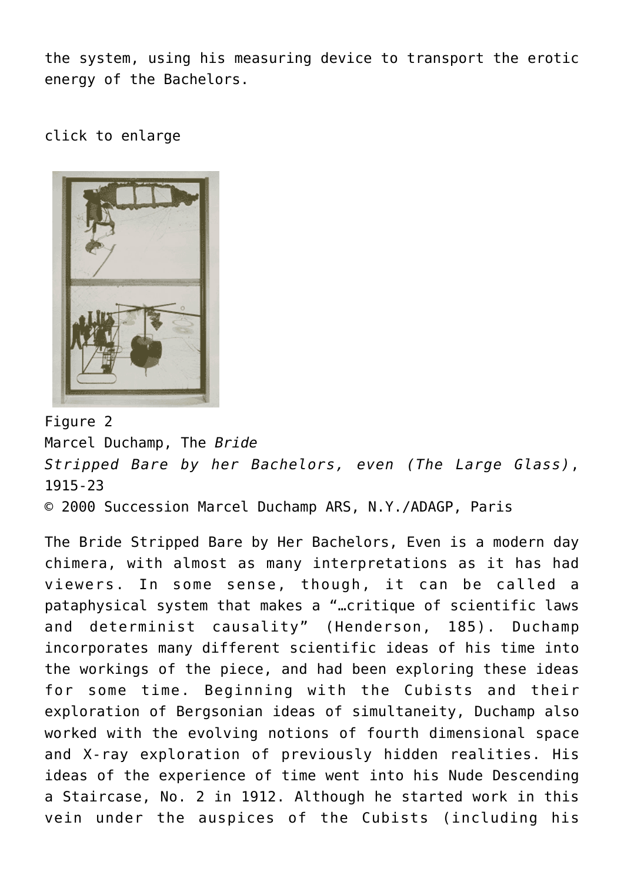the system, using his measuring device to transport the erotic energy of the Bachelors.

click to enlarge

Figure 2
Marcel Duchamp, The *Bride Stripped Bare by her Bachelors, even (The Large Glass)*, 1915-23
© 2000 Succession Marcel Duchamp ARS, N.Y./ADAGP, Paris

The Bride Stripped Bare by Her Bachelors, Even is a modern day chimera, with almost as many interpretations as it has had viewers. In some sense, though, it can be called a pataphysical system that makes a "…critique of scientific laws and determinist causality" (Henderson, 185). Duchamp incorporates many different scientific ideas of his time into the workings of the piece, and had been exploring these ideas for some time. Beginning with the Cubists and their exploration of Bergsonian ideas of simultaneity, Duchamp also worked with the evolving notions of fourth dimensional space and X-ray exploration of previously hidden realities. His ideas of the experience of time went into his Nude Descending a Staircase, No. 2 in 1912. Although he started work in this vein under the auspices of the Cubists (including his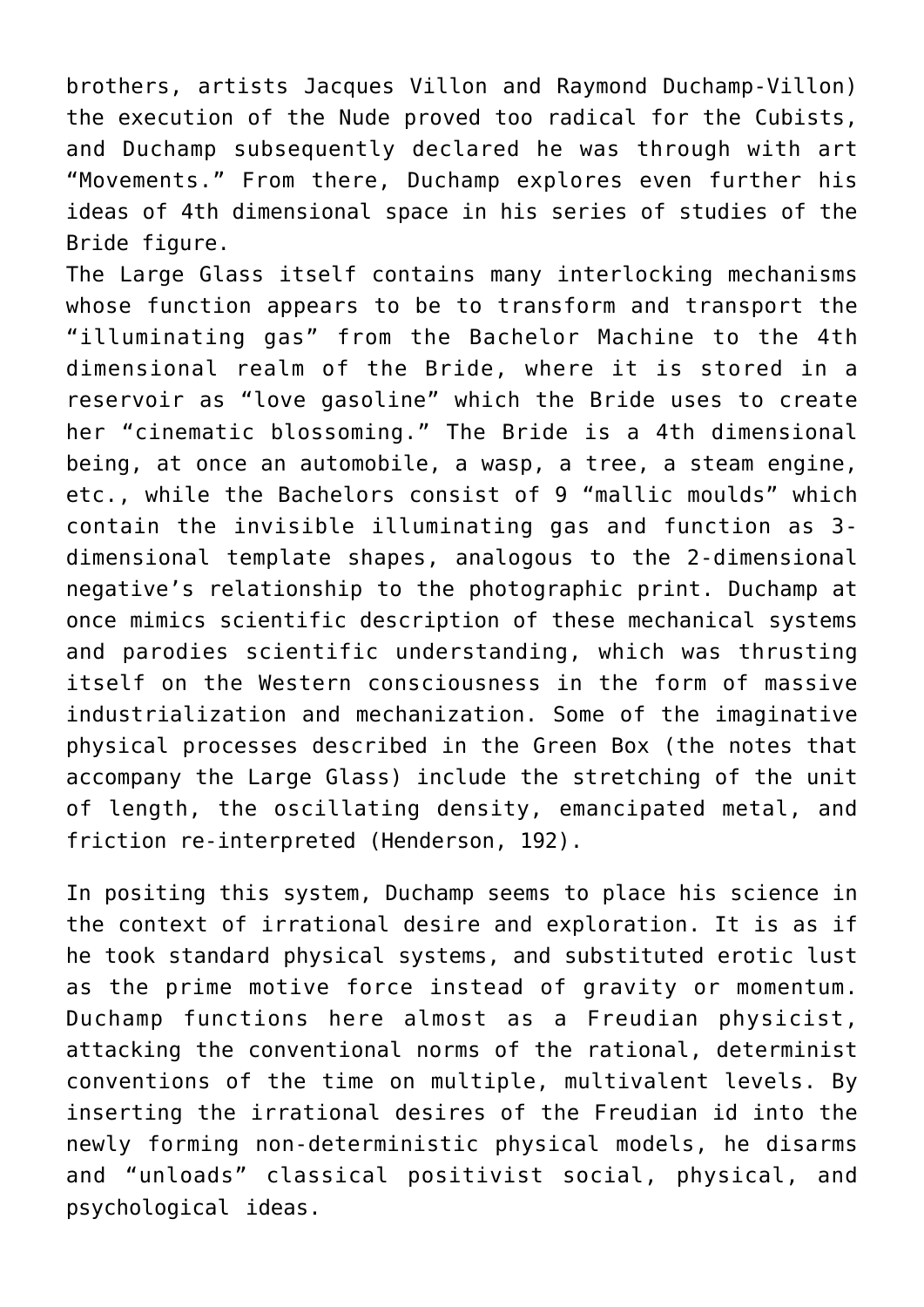brothers, artists Jacques Villon and Raymond Duchamp-Villon) the execution of the Nude proved too radical for the Cubists, and Duchamp subsequently declared he was through with art "Movements." From there, Duchamp explores even further his ideas of 4th dimensional space in his series of studies of the Bride figure.

The Large Glass itself contains many interlocking mechanisms whose function appears to be to transform and transport the "illuminating gas" from the Bachelor Machine to the 4th dimensional realm of the Bride, where it is stored in a reservoir as "love gasoline" which the Bride uses to create her "cinematic blossoming." The Bride is a 4th dimensional being, at once an automobile, a wasp, a tree, a steam engine, etc., while the Bachelors consist of 9 "mallic moulds" which contain the invisible illuminating gas and function as 3-dimensional template shapes, analogous to the 2-dimensional negative's relationship to the photographic print. Duchamp at once mimics scientific description of these mechanical systems and parodies scientific understanding, which was thrusting itself on the Western consciousness in the form of massive industrialization and mechanization. Some of the imaginative physical processes described in the Green Box (the notes that accompany the Large Glass) include the stretching of the unit of length, the oscillating density, emancipated metal, and friction re-interpreted (Henderson, 192).

In positing this system, Duchamp seems to place his science in the context of irrational desire and exploration. It is as if he took standard physical systems, and substituted erotic lust as the prime motive force instead of gravity or momentum. Duchamp functions here almost as a Freudian physicist, attacking the conventional norms of the rational, determinist conventions of the time on multiple, multivalent levels. By inserting the irrational desires of the Freudian id into the newly forming non-deterministic physical models, he disarms and "unloads" classical positivist social, physical, and psychological ideas.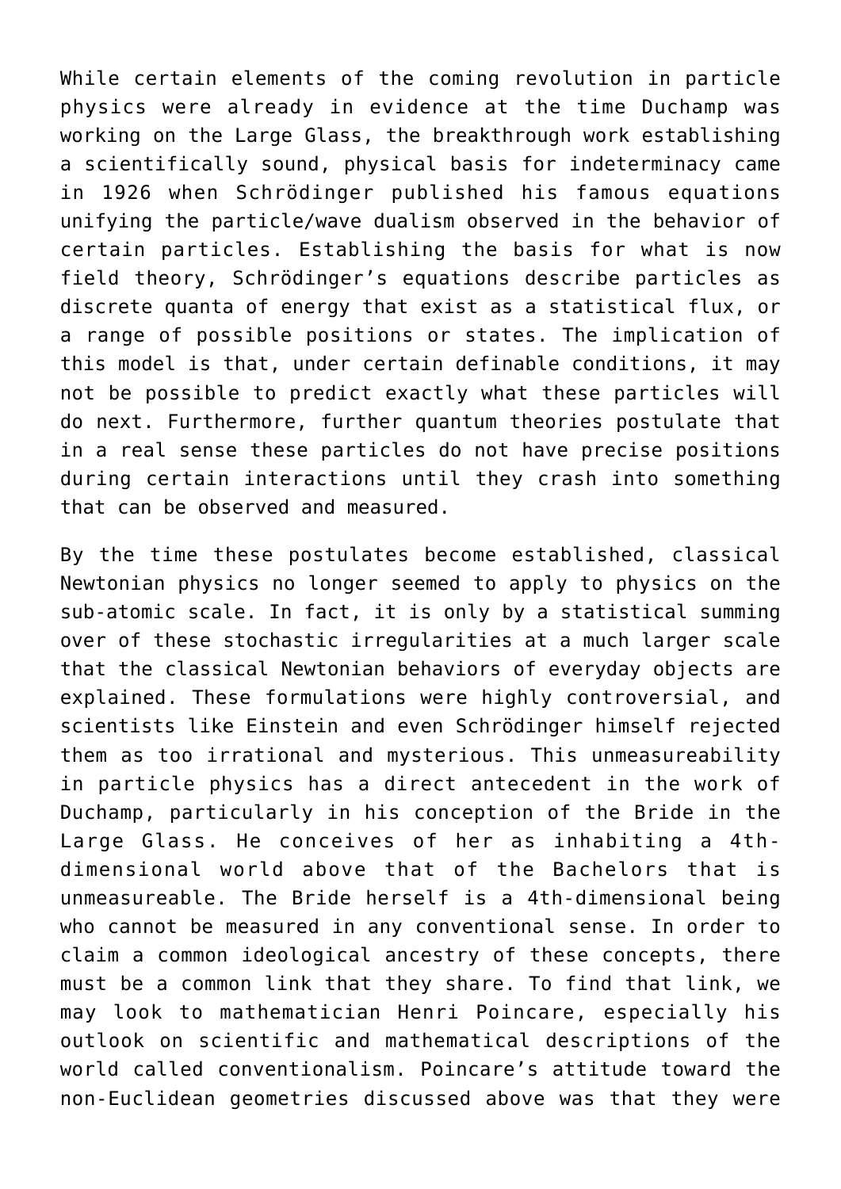While certain elements of the coming revolution in particle physics were already in evidence at the time Duchamp was working on the Large Glass, the breakthrough work establishing a scientifically sound, physical basis for indeterminacy came in 1926 when Schrödinger published his famous equations unifying the particle/wave dualism observed in the behavior of certain particles. Establishing the basis for what is now field theory, Schrödinger's equations describe particles as discrete quanta of energy that exist as a statistical flux, or a range of possible positions or states. The implication of this model is that, under certain definable conditions, it may not be possible to predict exactly what these particles will do next. Furthermore, further quantum theories postulate that in a real sense these particles do not have precise positions during certain interactions until they crash into something that can be observed and measured.

By the time these postulates become established, classical Newtonian physics no longer seemed to apply to physics on the sub-atomic scale. In fact, it is only by a statistical summing over of these stochastic irregularities at a much larger scale that the classical Newtonian behaviors of everyday objects are explained. These formulations were highly controversial, and scientists like Einstein and even Schrödinger himself rejected them as too irrational and mysterious. This unmeasureability in particle physics has a direct antecedent in the work of Duchamp, particularly in his conception of the Bride in the Large Glass. He conceives of her as inhabiting a 4th-dimensional world above that of the Bachelors that is unmeasureable. The Bride herself is a 4th-dimensional being who cannot be measured in any conventional sense. In order to claim a common ideological ancestry of these concepts, there must be a common link that they share. To find that link, we may look to mathematician Henri Poincare, especially his outlook on scientific and mathematical descriptions of the world called conventionalism. Poincare's attitude toward the non-Euclidean geometries discussed above was that they were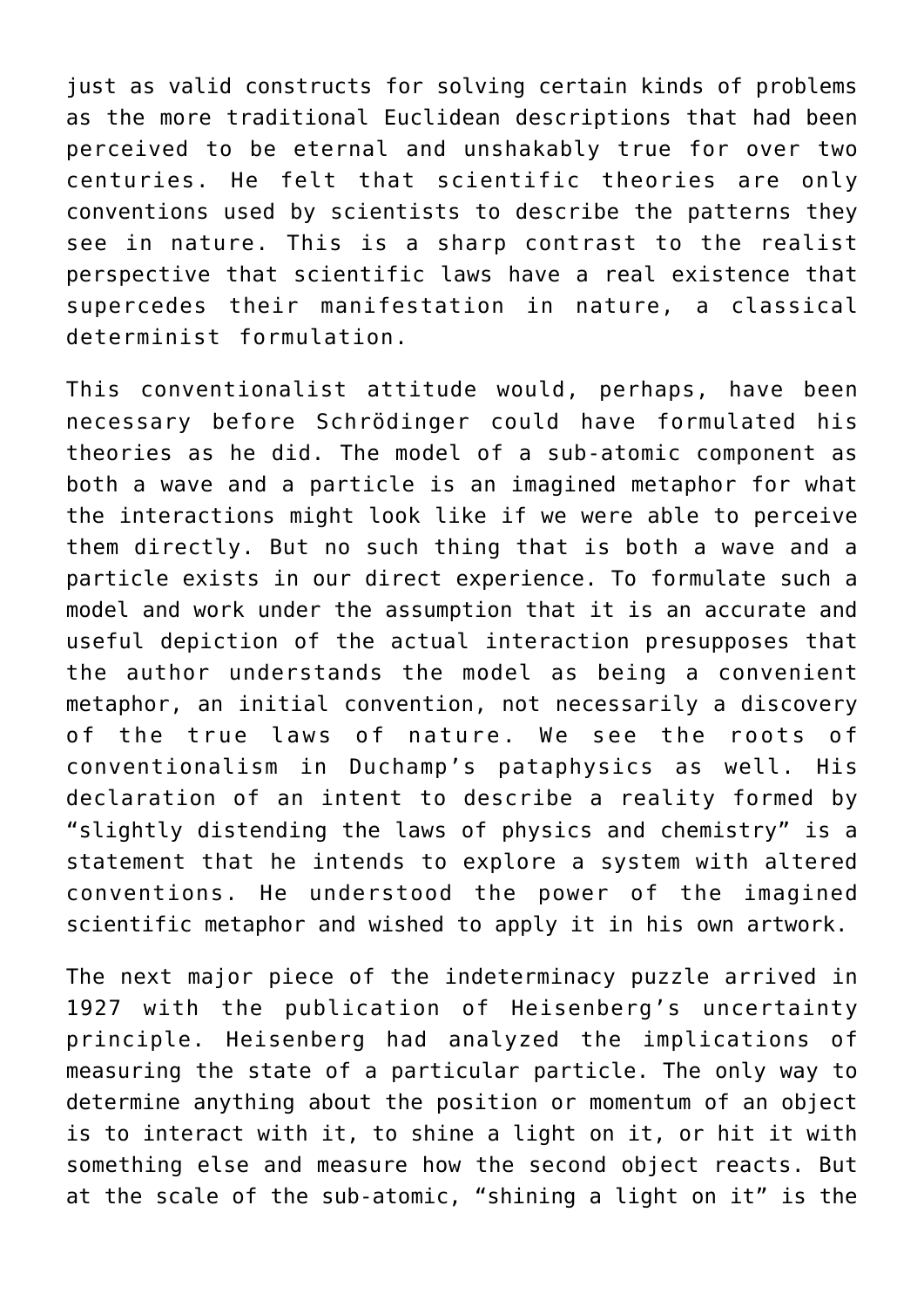just as valid constructs for solving certain kinds of problems as the more traditional Euclidean descriptions that had been perceived to be eternal and unshakably true for over two centuries. He felt that scientific theories are only conventions used by scientists to describe the patterns they see in nature. This is a sharp contrast to the realist perspective that scientific laws have a real existence that supercedes their manifestation in nature, a classical determinist formulation.

This conventionalist attitude would, perhaps, have been necessary before Schrödinger could have formulated his theories as he did. The model of a sub-atomic component as both a wave and a particle is an imagined metaphor for what the interactions might look like if we were able to perceive them directly. But no such thing that is both a wave and a particle exists in our direct experience. To formulate such a model and work under the assumption that it is an accurate and useful depiction of the actual interaction presupposes that the author understands the model as being a convenient metaphor, an initial convention, not necessarily a discovery of the true laws of nature. We see the roots of conventionalism in Duchamp's pataphysics as well. His declaration of an intent to describe a reality formed by "slightly distending the laws of physics and chemistry" is a statement that he intends to explore a system with altered conventions. He understood the power of the imagined scientific metaphor and wished to apply it in his own artwork.

The next major piece of the indeterminacy puzzle arrived in 1927 with the publication of Heisenberg's uncertainty principle. Heisenberg had analyzed the implications of measuring the state of a particular particle. The only way to determine anything about the position or momentum of an object is to interact with it, to shine a light on it, or hit it with something else and measure how the second object reacts. But at the scale of the sub-atomic, "shining a light on it" is the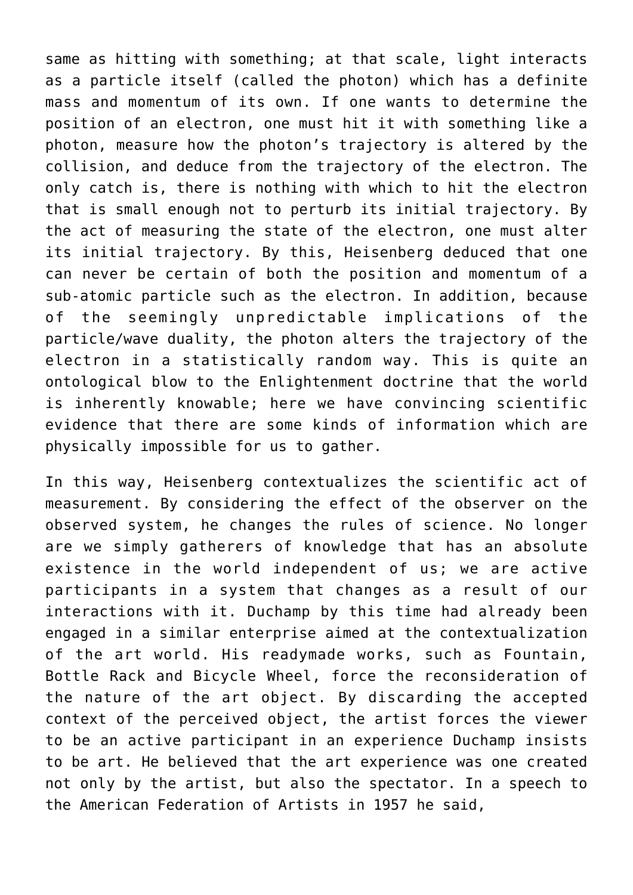same as hitting with something; at that scale, light interacts as a particle itself (called the photon) which has a definite mass and momentum of its own. If one wants to determine the position of an electron, one must hit it with something like a photon, measure how the photon's trajectory is altered by the collision, and deduce from the trajectory of the electron. The only catch is, there is nothing with which to hit the electron that is small enough not to perturb its initial trajectory. By the act of measuring the state of the electron, one must alter its initial trajectory. By this, Heisenberg deduced that one can never be certain of both the position and momentum of a sub-atomic particle such as the electron. In addition, because of the seemingly unpredictable implications of the particle/wave duality, the photon alters the trajectory of the electron in a statistically random way. This is quite an ontological blow to the Enlightenment doctrine that the world is inherently knowable; here we have convincing scientific evidence that there are some kinds of information which are physically impossible for us to gather.

In this way, Heisenberg contextualizes the scientific act of measurement. By considering the effect of the observer on the observed system, he changes the rules of science. No longer are we simply gatherers of knowledge that has an absolute existence in the world independent of us; we are active participants in a system that changes as a result of our interactions with it. Duchamp by this time had already been engaged in a similar enterprise aimed at the contextualization of the art world. His readymade works, such as Fountain, Bottle Rack and Bicycle Wheel, force the reconsideration of the nature of the art object. By discarding the accepted context of the perceived object, the artist forces the viewer to be an active participant in an experience Duchamp insists to be art. He believed that the art experience was one created not only by the artist, but also the spectator. In a speech to the American Federation of Artists in 1957 he said,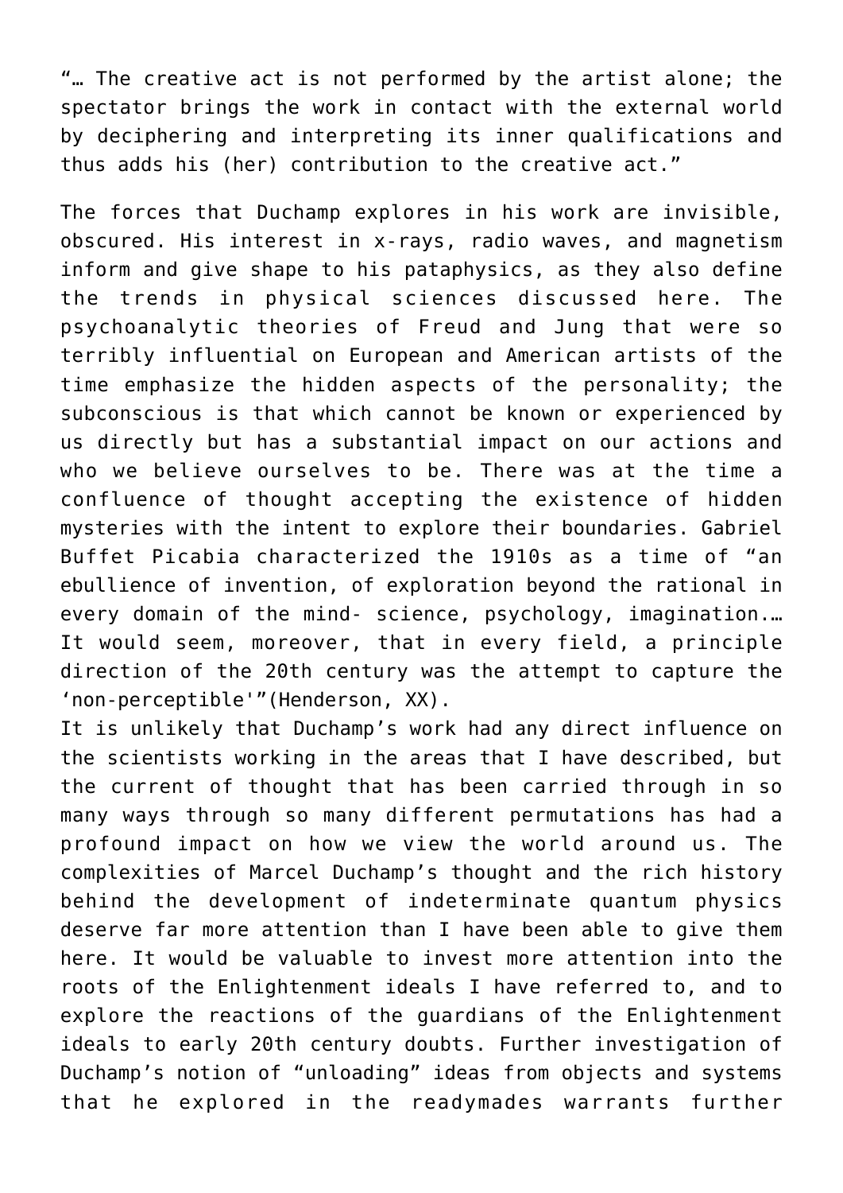"… The creative act is not performed by the artist alone; the spectator brings the work in contact with the external world by deciphering and interpreting its inner qualifications and thus adds his (her) contribution to the creative act."

The forces that Duchamp explores in his work are invisible, obscured. His interest in x-rays, radio waves, and magnetism inform and give shape to his pataphysics, as they also define the trends in physical sciences discussed here. The psychoanalytic theories of Freud and Jung that were so terribly influential on European and American artists of the time emphasize the hidden aspects of the personality; the subconscious is that which cannot be known or experienced by us directly but has a substantial impact on our actions and who we believe ourselves to be. There was at the time a confluence of thought accepting the existence of hidden mysteries with the intent to explore their boundaries. Gabriel Buffet Picabia characterized the 1910s as a time of "an ebullience of invention, of exploration beyond the rational in every domain of the mind- science, psychology, imagination.… It would seem, moreover, that in every field, a principle direction of the 20th century was the attempt to capture the 'non-perceptible'"(Henderson, XX).

It is unlikely that Duchamp's work had any direct influence on the scientists working in the areas that I have described, but the current of thought that has been carried through in so many ways through so many different permutations has had a profound impact on how we view the world around us. The complexities of Marcel Duchamp's thought and the rich history behind the development of indeterminate quantum physics deserve far more attention than I have been able to give them here. It would be valuable to invest more attention into the roots of the Enlightenment ideals I have referred to, and to explore the reactions of the guardians of the Enlightenment ideals to early 20th century doubts. Further investigation of Duchamp's notion of "unloading" ideas from objects and systems that he explored in the readymades warrants further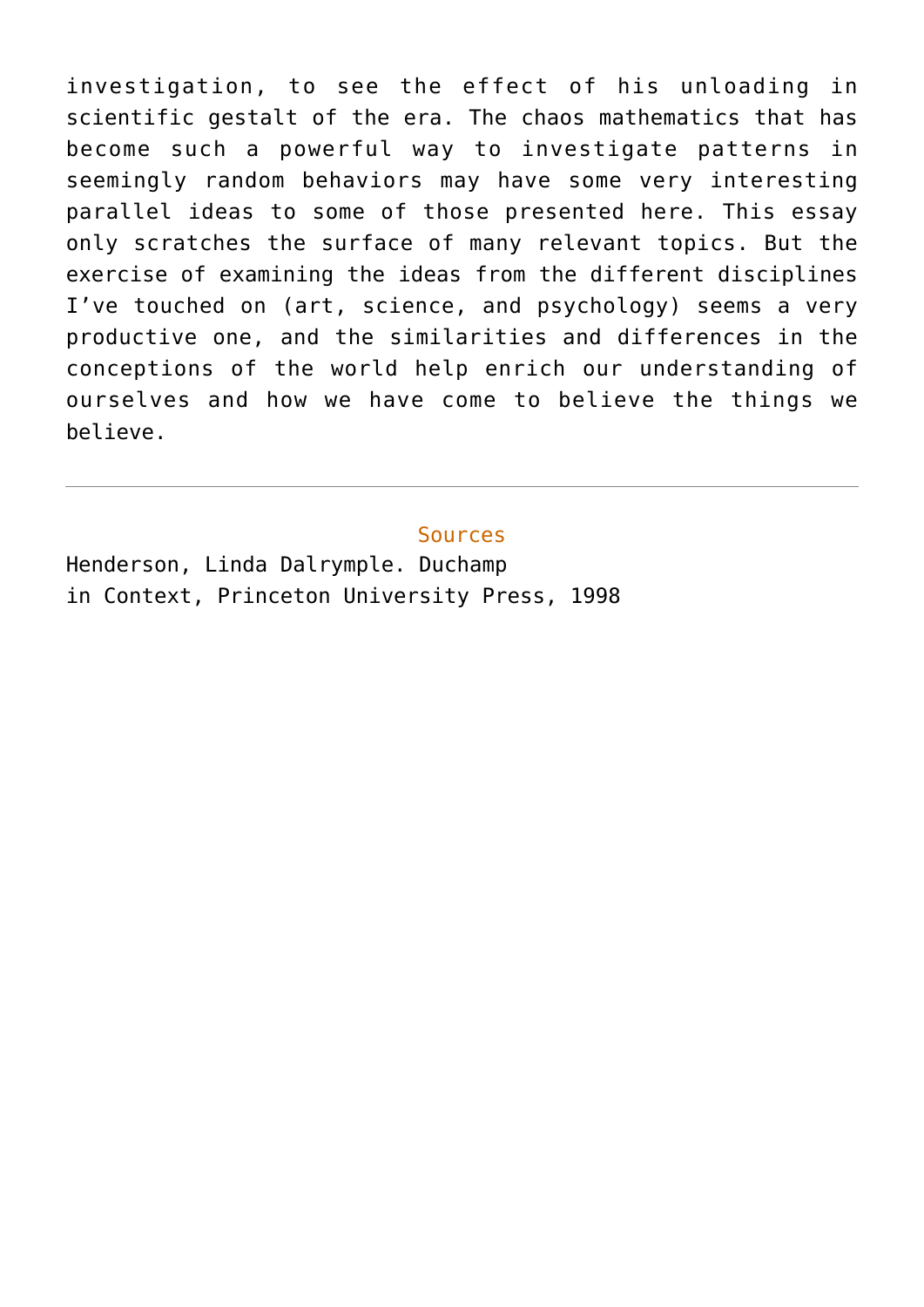investigation, to see the effect of his unloading in scientific gestalt of the era. The chaos mathematics that has become such a powerful way to investigate patterns in seemingly random behaviors may have some very interesting parallel ideas to some of those presented here. This essay only scratches the surface of many relevant topics. But the exercise of examining the ideas from the different disciplines I've touched on (art, science, and psychology) seems a very productive one, and the similarities and differences in the conceptions of the world help enrich our understanding of ourselves and how we have come to believe the things we believe.

---

## Sources

Henderson, Linda Dalrymple. Duchamp in Context, Princeton University Press, 1998